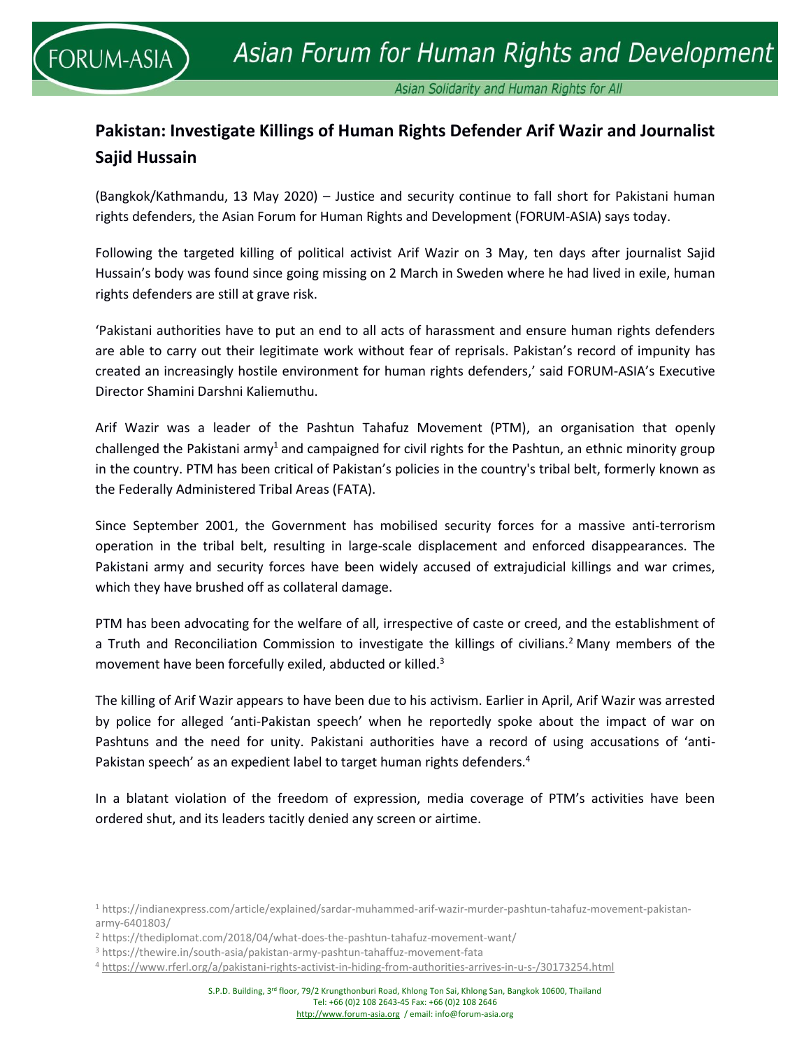# Pakistan: Investigate Killings of Human Rights Defender Arif Wazir and Journalist Sajid Hussain

(Bangkok/Kathmandu, 13 May 2020) – Justice and security continue to fall short for Pakistani human rights defenders, the Asian Forum for Human Rights and Development (FORUM-ASIA) says today.

Following the targeted killing of political activist Arif Wazir on 3 May, ten days after journalist Sajid Hussain's body was found since going missing on 2 March in Sweden where he had lived in exile, human rights defenders are still at grave risk.

'Pakistani authorities have to put an end to all acts of harassment and ensure human rights defenders are able to carry out their legitimate work without fear of reprisals. Pakistan's record of impunity has created an increasingly hostile environment for human rights defenders,' said FORUM-ASIA's Executive Director Shamini Darshni Kaliemuthu.

Arif Wazir was a leader of the Pashtun Tahafuz Movement (PTM), an organisation that openly challenged the Pakistani army[1] and campaigned for civil rights for the Pashtun, an ethnic minority group in the country. PTM has been critical of Pakistan's policies in the country's tribal belt, formerly known as the Federally Administered Tribal Areas (FATA).

Since September 2001, the Government has mobilised security forces for a massive anti-terrorism operation in the tribal belt, resulting in large-scale displacement and enforced disappearances. The Pakistani army and security forces have been widely accused of extrajudicial killings and war crimes, which they have brushed off as collateral damage.

PTM has been advocating for the welfare of all, irrespective of caste or creed, and the establishment of a Truth and Reconciliation Commission to investigate the killings of civilians.[2] Many members of the movement have been forcefully exiled, abducted or killed.[3]

The killing of Arif Wazir appears to have been due to his activism. Earlier in April, Arif Wazir was arrested by police for alleged 'anti-Pakistan speech' when he reportedly spoke about the impact of war on Pashtuns and the need for unity. Pakistani authorities have a record of using accusations of 'anti-Pakistan speech' as an expedient label to target human rights defenders.[4]

In a blatant violation of the freedom of expression, media coverage of PTM's activities have been ordered shut, and its leaders tacitly denied any screen or airtime.

---

[1] https://indianexpress.com/article/explained/sardar-muhammed-arif-wazir-murder-pashtun-tahafuz-movement-pakistan-army-6401803/

[2] https://thediplomat.com/2018/04/what-does-the-pashtun-tahafuz-movement-want/

[3] https://thewire.in/south-asia/pakistan-army-pashtun-tahaffuz-movement-fata

[4] https://www.rferl.org/a/pakistani-rights-activist-in-hiding-from-authorities-arrives-in-u-s-/30173254.html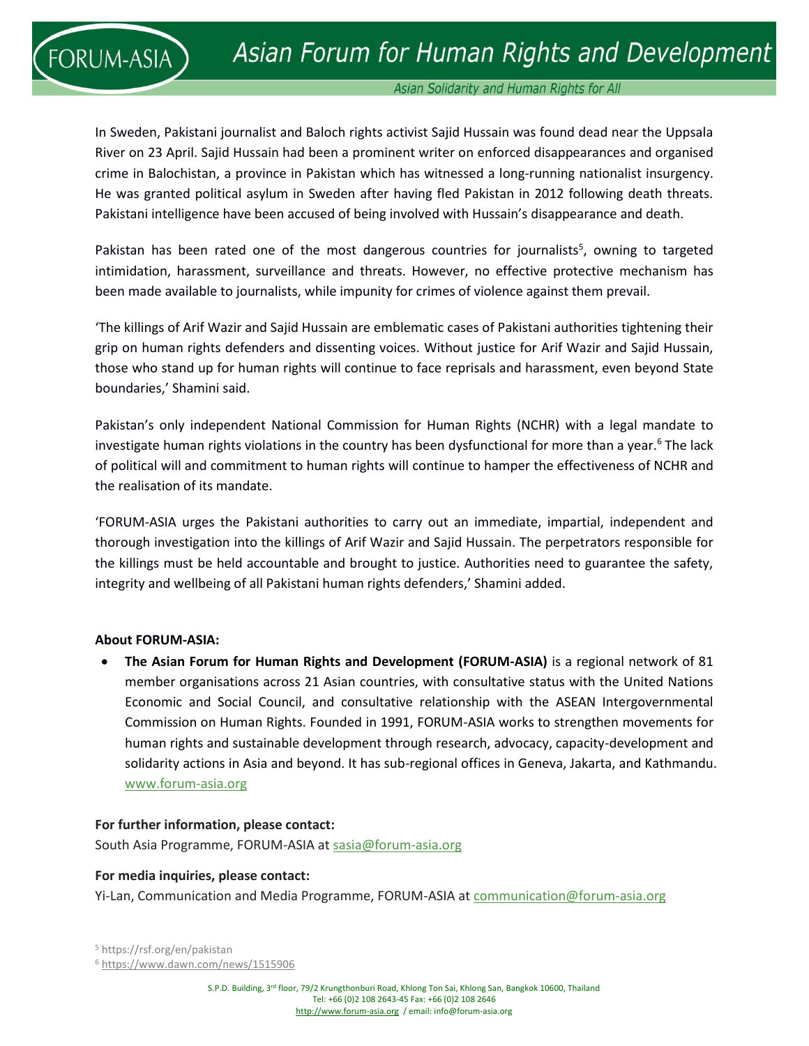In Sweden, Pakistani journalist and Baloch rights activist Sajid Hussain was found dead near the Uppsala River on 23 April. Sajid Hussain had been a prominent writer on enforced disappearances and organised crime in Balochistan, a province in Pakistan which has witnessed a long-running nationalist insurgency. He was granted political asylum in Sweden after having fled Pakistan in 2012 following death threats. Pakistani intelligence have been accused of being involved with Hussain's disappearance and death.

Pakistan has been rated one of the most dangerous countries for journalists[5], owning to targeted intimidation, harassment, surveillance and threats. However, no effective protective mechanism has been made available to journalists, while impunity for crimes of violence against them prevail.

'The killings of Arif Wazir and Sajid Hussain are emblematic cases of Pakistani authorities tightening their grip on human rights defenders and dissenting voices. Without justice for Arif Wazir and Sajid Hussain, those who stand up for human rights will continue to face reprisals and harassment, even beyond State boundaries,' Shamini said.

Pakistan's only independent National Commission for Human Rights (NCHR) with a legal mandate to investigate human rights violations in the country has been dysfunctional for more than a year.[6] The lack of political will and commitment to human rights will continue to hamper the effectiveness of NCHR and the realisation of its mandate.

'FORUM-ASIA urges the Pakistani authorities to carry out an immediate, impartial, independent and thorough investigation into the killings of Arif Wazir and Sajid Hussain. The perpetrators responsible for the killings must be held accountable and brought to justice. Authorities need to guarantee the safety, integrity and wellbeing of all Pakistani human rights defenders,' Shamini added.

**About FORUM-ASIA:**

- **The Asian Forum for Human Rights and Development (FORUM-ASIA)** is a regional network of 81 member organisations across 21 Asian countries, with consultative status with the United Nations Economic and Social Council, and consultative relationship with the ASEAN Intergovernmental Commission on Human Rights. Founded in 1991, FORUM-ASIA works to strengthen movements for human rights and sustainable development through research, advocacy, capacity-development and solidarity actions in Asia and beyond. It has sub-regional offices in Geneva, Jakarta, and Kathmandu. www.forum-asia.org

**For further information, please contact:**
South Asia Programme, FORUM-ASIA at sasia@forum-asia.org

**For media inquiries, please contact:**
Yi-Lan, Communication and Media Programme, FORUM-ASIA at communication@forum-asia.org

[5] https://rsf.org/en/pakistan
[6] https://www.dawn.com/news/1515906